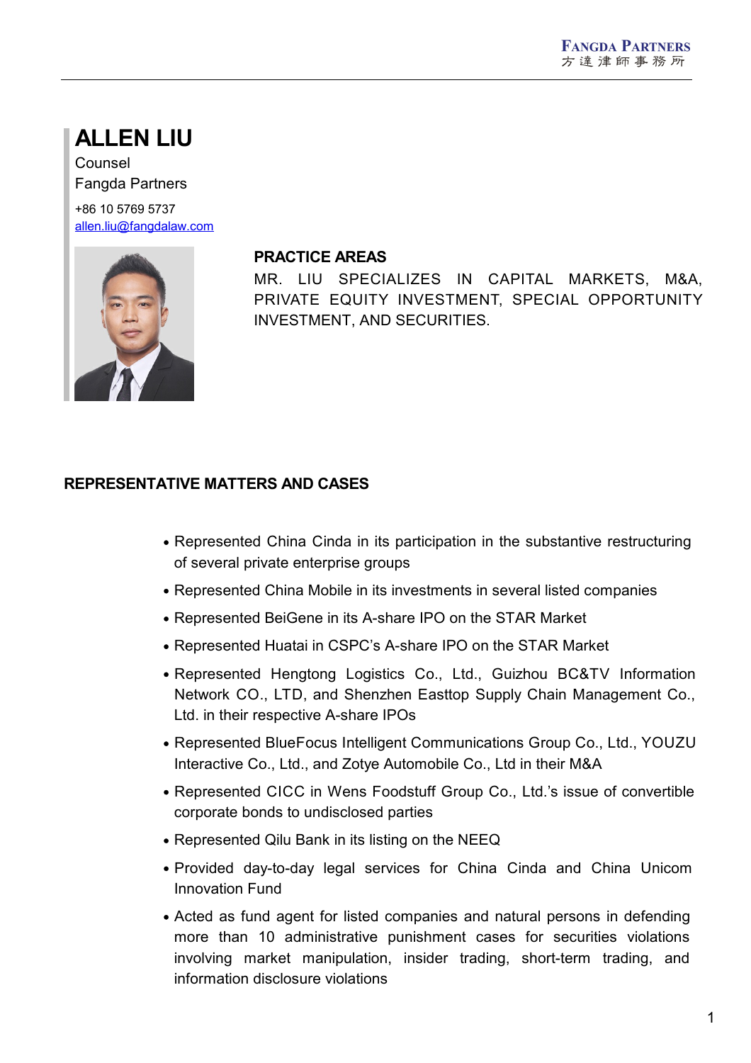# ALLEN LIU

Counsel

Fangda Partners

+86 10 5769 5737

allen.liu@fangdalaw.com

## PRACTICE AREAS

MR. LIU SPECIALIZES IN CAPITAL MARKETS, M&A, PRIVATE EQUITY INVESTMENT, SPECIAL OPPORTUNITY INVESTMENT, AND SECURITIES.

## REPRESENTATIVE MATTERS AND CASES

- Represented China Cinda in its participation in the substantive restructuring of several private enterprise groups
- Represented China Mobile in its investments in several listed companies
- Represented BeiGene in its A-share IPO on the STAR Market
- Represented Huatai in CSPC's A-share IPO on the STAR Market
- Represented Hengtong Logistics Co., Ltd., Guizhou BC&TV Information Network CO., LTD, and Shenzhen Easttop Supply Chain Management Co., Ltd. in their respective A-share IPOs
- Represented BlueFocus Intelligent Communications Group Co., Ltd., YOUZU Interactive Co., Ltd., and Zotye Automobile Co., Ltd in their M&A
- Represented CICC in Wens Foodstuff Group Co., Ltd.'s issue of convertible corporate bonds to undisclosed parties
- Represented Qilu Bank in its listing on the NEEQ
- Provided day-to-day legal services for China Cinda and China Unicom Innovation Fund
- Acted as fund agent for listed companies and natural persons in defending more than 10 administrative punishment cases for securities violations involving market manipulation, insider trading, short-term trading, and information disclosure violations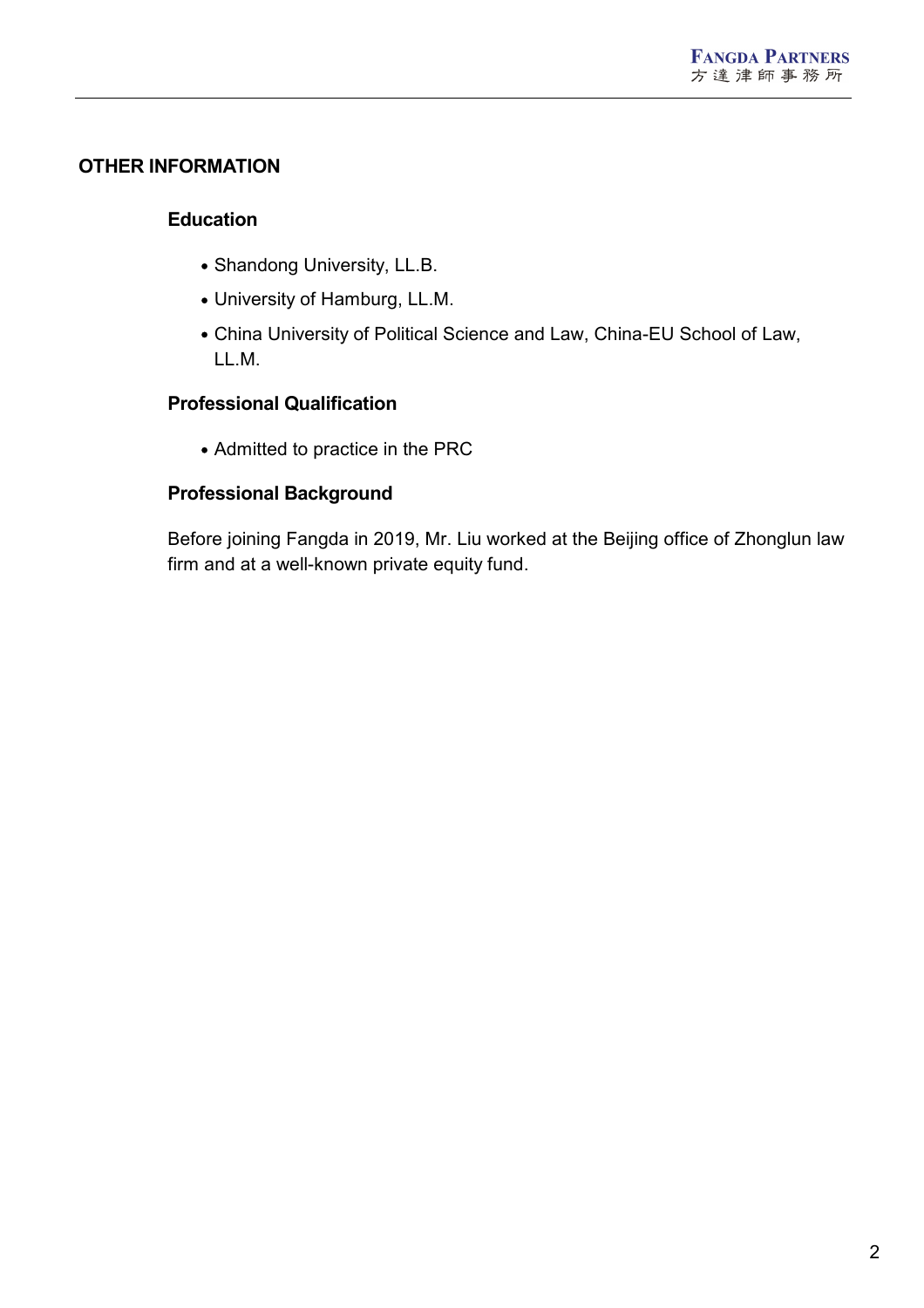## OTHER INFORMATION

### Education

- Shandong University, LL.B.
- University of Hamburg, LL.M.
- China University of Political Science and Law, China-EU School of Law, LL.M.

### Professional Qualification

- Admitted to practice in the PRC

### Professional Background

Before joining Fangda in 2019, Mr. Liu worked at the Beijing office of Zhonglun law firm and at a well-known private equity fund.